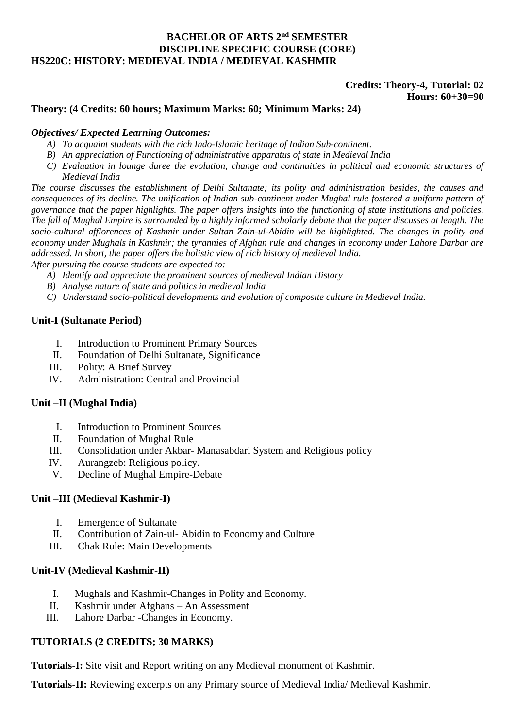# BACHELOR OF ARTS 2nd SEMESTER
## DISCIPLINE SPECIFIC COURSE (CORE)
## HS220C: HISTORY: MEDIEVAL INDIA / MEDIEVAL KASHMIR

**Credits: Theory-4, Tutorial: 02**
**Hours: 60+30=90**

**Theory: (4 Credits: 60 hours; Maximum Marks: 60; Minimum Marks: 24)**

***Objectives/ Expected Learning Outcomes:***

*A) To acquaint students with the rich Indo-Islamic heritage of Indian Sub-continent.*
*B) An appreciation of Functioning of administrative apparatus of state in Medieval India*
*C) Evaluation in lounge duree the evolution, change and continuities in political and economic structures of Medieval India*

*The course discusses the establishment of Delhi Sultanate; its polity and administration besides, the causes and consequences of its decline. The unification of Indian sub-continent under Mughal rule fostered a uniform pattern of governance that the paper highlights. The paper offers insights into the functioning of state institutions and policies. The fall of Mughal Empire is surrounded by a highly informed scholarly debate that the paper discusses at length. The socio-cultural afflorences of Kashmir under Sultan Zain-ul-Abidin will be highlighted. The changes in polity and economy under Mughals in Kashmir; the tyrannies of Afghan rule and changes in economy under Lahore Darbar are addressed. In short, the paper offers the holistic view of rich history of medieval India.*

*After pursuing the course students are expected to:*

*A) Identify and appreciate the prominent sources of medieval Indian History*
*B) Analyse nature of state and politics in medieval India*
*C) Understand socio-political developments and evolution of composite culture in Medieval India.*

### Unit-I (Sultanate Period)

I. Introduction to Prominent Primary Sources
II. Foundation of Delhi Sultanate, Significance
III. Polity: A Brief Survey
IV. Administration: Central and Provincial

### Unit –II (Mughal India)

I. Introduction to Prominent Sources
II. Foundation of Mughal Rule
III. Consolidation under Akbar- Manasabdari System and Religious policy
IV. Aurangzeb: Religious policy.
V. Decline of Mughal Empire-Debate

### Unit –III (Medieval Kashmir-I)

I. Emergence of Sultanate
II. Contribution of Zain-ul- Abidin to Economy and Culture
III. Chak Rule: Main Developments

### Unit-IV (Medieval Kashmir-II)

I. Mughals and Kashmir-Changes in Polity and Economy.
II. Kashmir under Afghans – An Assessment
III. Lahore Darbar -Changes in Economy.

### TUTORIALS (2 CREDITS; 30 MARKS)

**Tutorials-I:** Site visit and Report writing on any Medieval monument of Kashmir.

**Tutorials-II:** Reviewing excerpts on any Primary source of Medieval India/ Medieval Kashmir.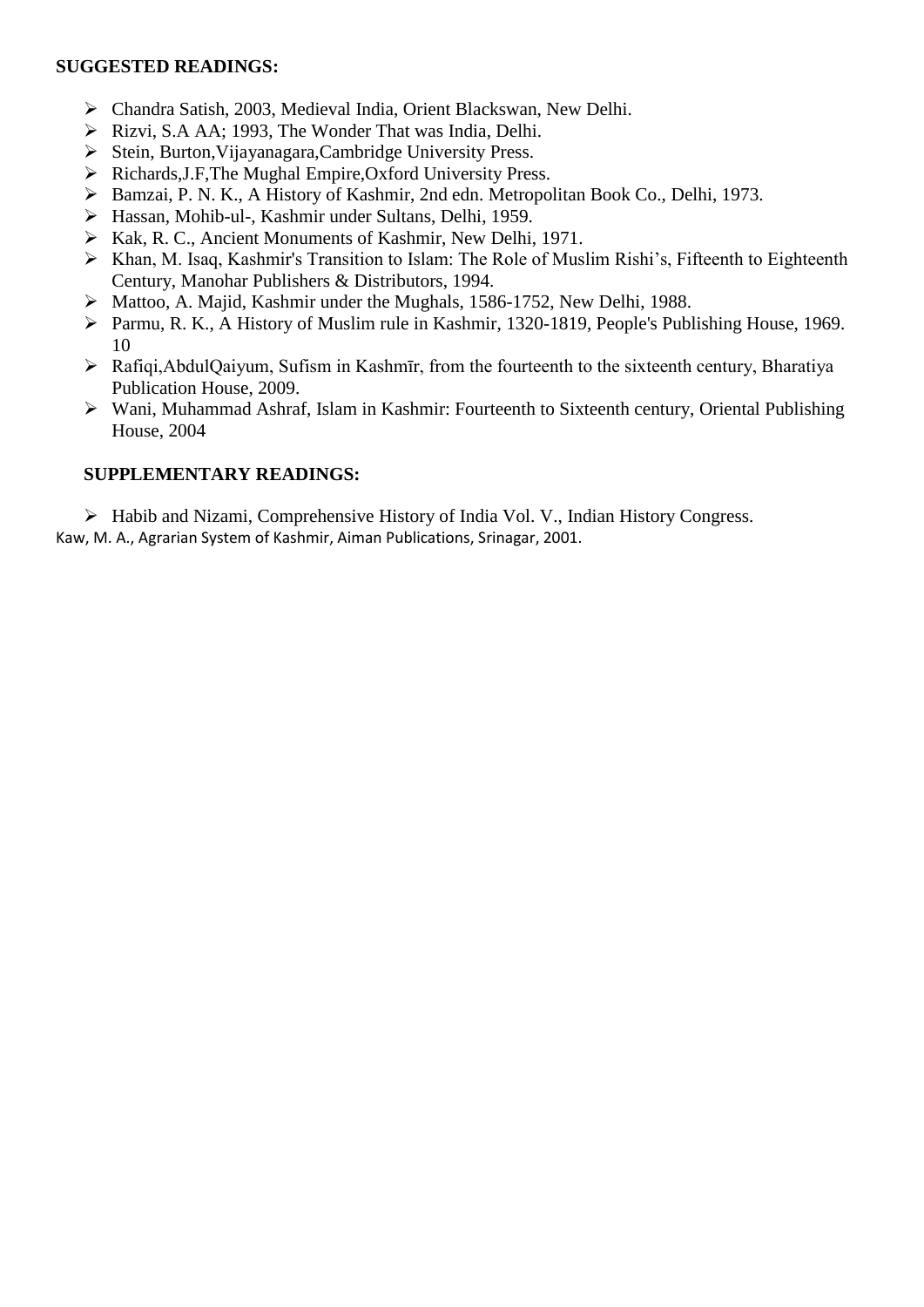**SUGGESTED READINGS:**

- Chandra Satish, 2003, Medieval India, Orient Blackswan, New Delhi.
- Rizvi, S.A AA; 1993, The Wonder That was India, Delhi.
- Stein, Burton,Vijayanagara,Cambridge University Press.
- Richards,J.F,The Mughal Empire,Oxford University Press.
- Bamzai, P. N. K., A History of Kashmir, 2nd edn. Metropolitan Book Co., Delhi, 1973.
- Hassan, Mohib-ul-, Kashmir under Sultans, Delhi, 1959.
- Kak, R. C., Ancient Monuments of Kashmir, New Delhi, 1971.
- Khan, M. Isaq, Kashmir's Transition to Islam: The Role of Muslim Rishi's, Fifteenth to Eighteenth Century, Manohar Publishers & Distributors, 1994.
- Mattoo, A. Majid, Kashmir under the Mughals, 1586-1752, New Delhi, 1988.
- Parmu, R. K., A History of Muslim rule in Kashmir, 1320-1819, People's Publishing House, 1969. 10
- Rafiqi,AbdulQaiyum, Sufism in Kashmīr, from the fourteenth to the sixteenth century, Bharatiya Publication House, 2009.
- Wani, Muhammad Ashraf, Islam in Kashmir: Fourteenth to Sixteenth century, Oriental Publishing House, 2004

**SUPPLEMENTARY READINGS:**

- Habib and Nizami, Comprehensive History of India Vol. V., Indian History Congress.

Kaw, M. A., Agrarian System of Kashmir, Aiman Publications, Srinagar, 2001.